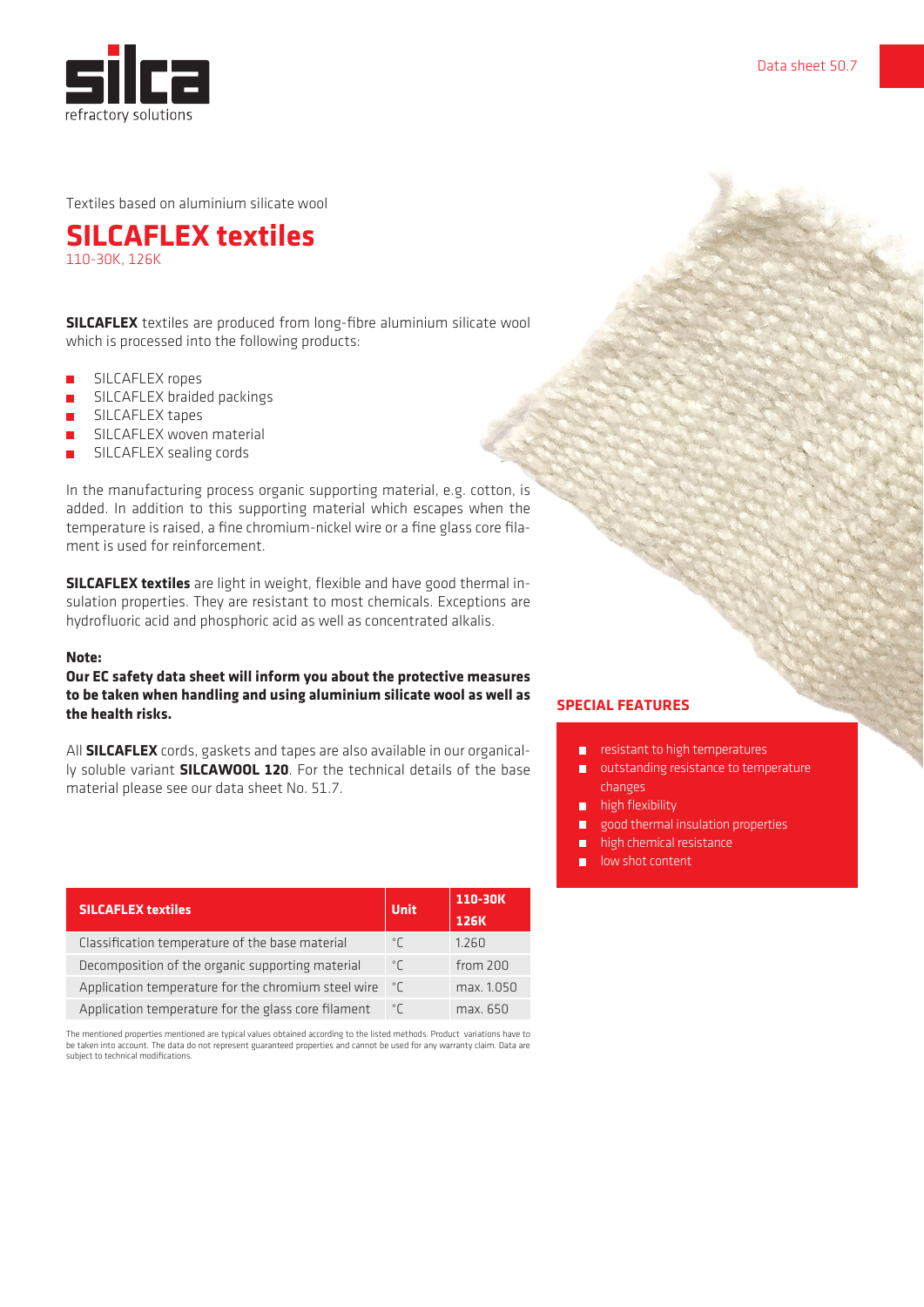silca
refractory solutions

Data sheet 50.7

Textiles based on aluminium silicate wool

# SILCAFLEX textiles

110-30K, 126K

**SILCAFLEX** textiles are produced from long-fibre aluminium silicate wool which is processed into the following products:

- SILCAFLEX ropes
- SILCAFLEX braided packings
- SILCAFLEX tapes
- SILCAFLEX woven material
- SILCAFLEX sealing cords

In the manufacturing process organic supporting material, e.g. cotton, is added. In addition to this supporting material which escapes when the temperature is raised, a fine chromium-nickel wire or a fine glass core filament is used for reinforcement.

**SILCAFLEX textiles** are light in weight, flexible and have good thermal insulation properties. They are resistant to most chemicals. Exceptions are hydrofluoric acid and phosphoric acid as well as concentrated alkalis.

**Note:**

**Our EC safety data sheet will inform you about the protective measures to be taken when handling and using aluminium silicate wool as well as the health risks.**

All **SILCAFLEX** cords, gaskets and tapes are also available in our organically soluble variant **SILCAWOOL 120**. For the technical details of the base material please see our data sheet No. 51.7.

## SPECIAL FEATURES

- resistant to high temperatures
- outstanding resistance to temperature changes
- high flexibility
- good thermal insulation properties
- high chemical resistance
- low shot content

| SILCAFLEX textiles | Unit | 110-30K 126K |
|---|---|---|
| Classification temperature of the base material | °C | 1.260 |
| Decomposition of the organic supporting material | °C | from 200 |
| Application temperature for the chromium steel wire | °C | max. 1.050 |
| Application temperature for the glass core filament | °C | max. 650 |

The mentioned properties mentioned are typical values obtained according to the listed methods. Product variations have to be taken into account. The data do not represent guaranteed properties and cannot be used for any warranty claim. Data are subject to technical modifications.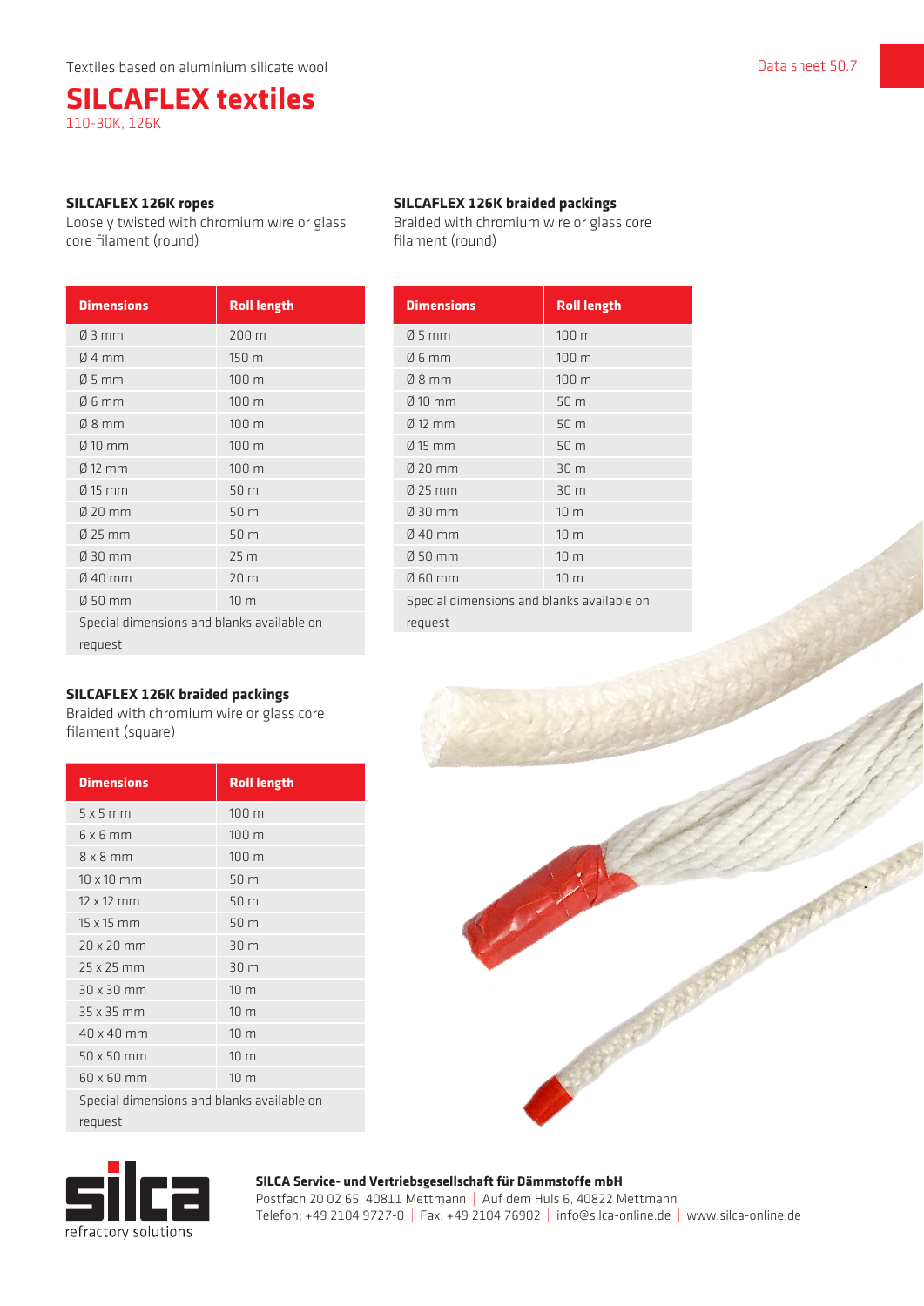Textiles based on aluminium silicate wool

# SILCAFLEX textiles

110-30K, 126K

Data sheet 50.7

### SILCAFLEX 126K ropes

Loosely twisted with chromium wire or glass core filament (round)

| Dimensions | Roll length |
|---|---|
| Ø 3 mm | 200 m |
| Ø 4 mm | 150 m |
| Ø 5 mm | 100 m |
| Ø 6 mm | 100 m |
| Ø 8 mm | 100 m |
| Ø 10 mm | 100 m |
| Ø 12 mm | 100 m |
| Ø 15 mm | 50 m |
| Ø 20 mm | 50 m |
| Ø 25 mm | 50 m |
| Ø 30 mm | 25 m |
| Ø 40 mm | 20 m |
| Ø 50 mm | 10 m |
| Special dimensions and blanks available on request | |

### SILCAFLEX 126K braided packings

Braided with chromium wire or glass core filament (round)

| Dimensions | Roll length |
|---|---|
| Ø 5 mm | 100 m |
| Ø 6 mm | 100 m |
| Ø 8 mm | 100 m |
| Ø 10 mm | 50 m |
| Ø 12 mm | 50 m |
| Ø 15 mm | 50 m |
| Ø 20 mm | 30 m |
| Ø 25 mm | 30 m |
| Ø 30 mm | 10 m |
| Ø 40 mm | 10 m |
| Ø 50 mm | 10 m |
| Ø 60 mm | 10 m |
| Special dimensions and blanks available on request | |

### SILCAFLEX 126K braided packings

Braided with chromium wire or glass core filament (square)

| Dimensions | Roll length |
|---|---|
| 5 x 5 mm | 100 m |
| 6 x 6 mm | 100 m |
| 8 x 8 mm | 100 m |
| 10 x 10 mm | 50 m |
| 12 x 12 mm | 50 m |
| 15 x 15 mm | 50 m |
| 20 x 20 mm | 30 m |
| 25 x 25 mm | 30 m |
| 30 x 30 mm | 10 m |
| 35 x 35 mm | 10 m |
| 40 x 40 mm | 10 m |
| 50 x 50 mm | 10 m |
| 60 x 60 mm | 10 m |
| Special dimensions and blanks available on request | |

silca refractory solutions

**SILCA Service- und Vertriebsgesellschaft für Dämmstoffe mbH**
Postfach 20 02 65, 40811 Mettmann | Auf dem Hüls 6, 40822 Mettmann
Telefon: +49 2104 9727-0 | Fax: +49 2104 76902 | info@silca-online.de | www.silca-online.de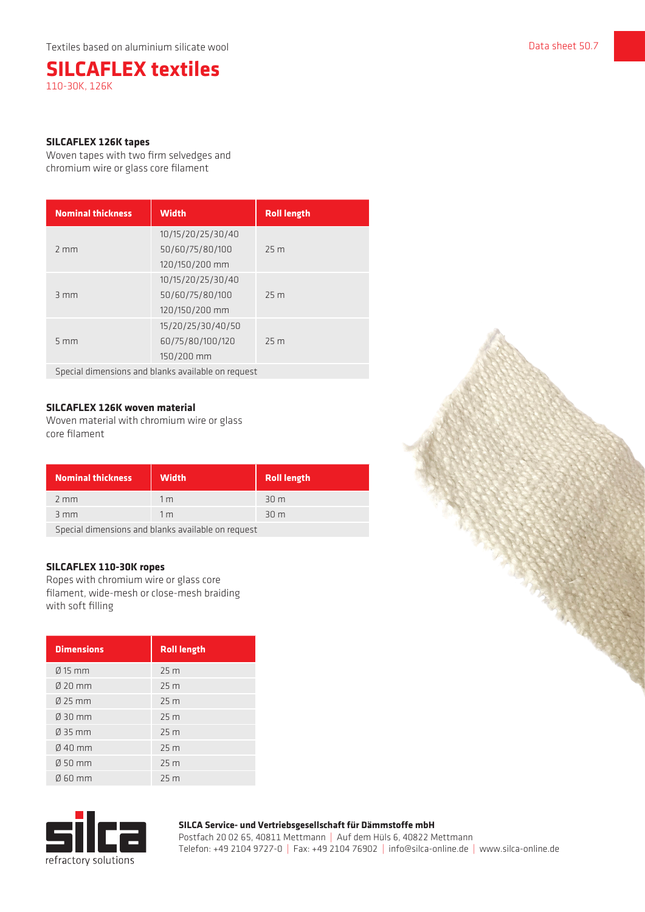Textiles based on aluminium silicate wool

# SILCAFLEX textiles

110-30K, 126K

Data sheet 50.7

### SILCAFLEX 126K tapes

Woven tapes with two firm selvedges and chromium wire or glass core filament

| Nominal thickness | Width | Roll length |
|---|---|---|
| 2 mm | 10/15/20/25/30/40 50/60/75/80/100 120/150/200 mm | 25 m |
| 3 mm | 10/15/20/25/30/40 50/60/75/80/100 120/150/200 mm | 25 m |
| 5 mm | 15/20/25/30/40/50 60/75/80/100/120 150/200 mm | 25 m |
| Special dimensions and blanks available on request | | |

### SILCAFLEX 126K woven material

Woven material with chromium wire or glass core filament

| Nominal thickness | Width | Roll length |
|---|---|---|
| 2 mm | 1 m | 30 m |
| 3 mm | 1 m | 30 m |
| Special dimensions and blanks available on request | | |

### SILCAFLEX 110-30K ropes

Ropes with chromium wire or glass core filament, wide-mesh or close-mesh braiding with soft filling

| Dimensions | Roll length |
|---|---|
| Ø 15 mm | 25 m |
| Ø 20 mm | 25 m |
| Ø 25 mm | 25 m |
| Ø 30 mm | 25 m |
| Ø 35 mm | 25 m |
| Ø 40 mm | 25 m |
| Ø 50 mm | 25 m |
| Ø 60 mm | 25 m |

silca refractory solutions

**SILCA Service- und Vertriebsgesellschaft für Dämmstoffe mbH**
Postfach 20 02 65, 40811 Mettmann | Auf dem Hüls 6, 40822 Mettmann
Telefon: +49 2104 9727-0 | Fax: +49 2104 76902 | info@silca-online.de | www.silca-online.de